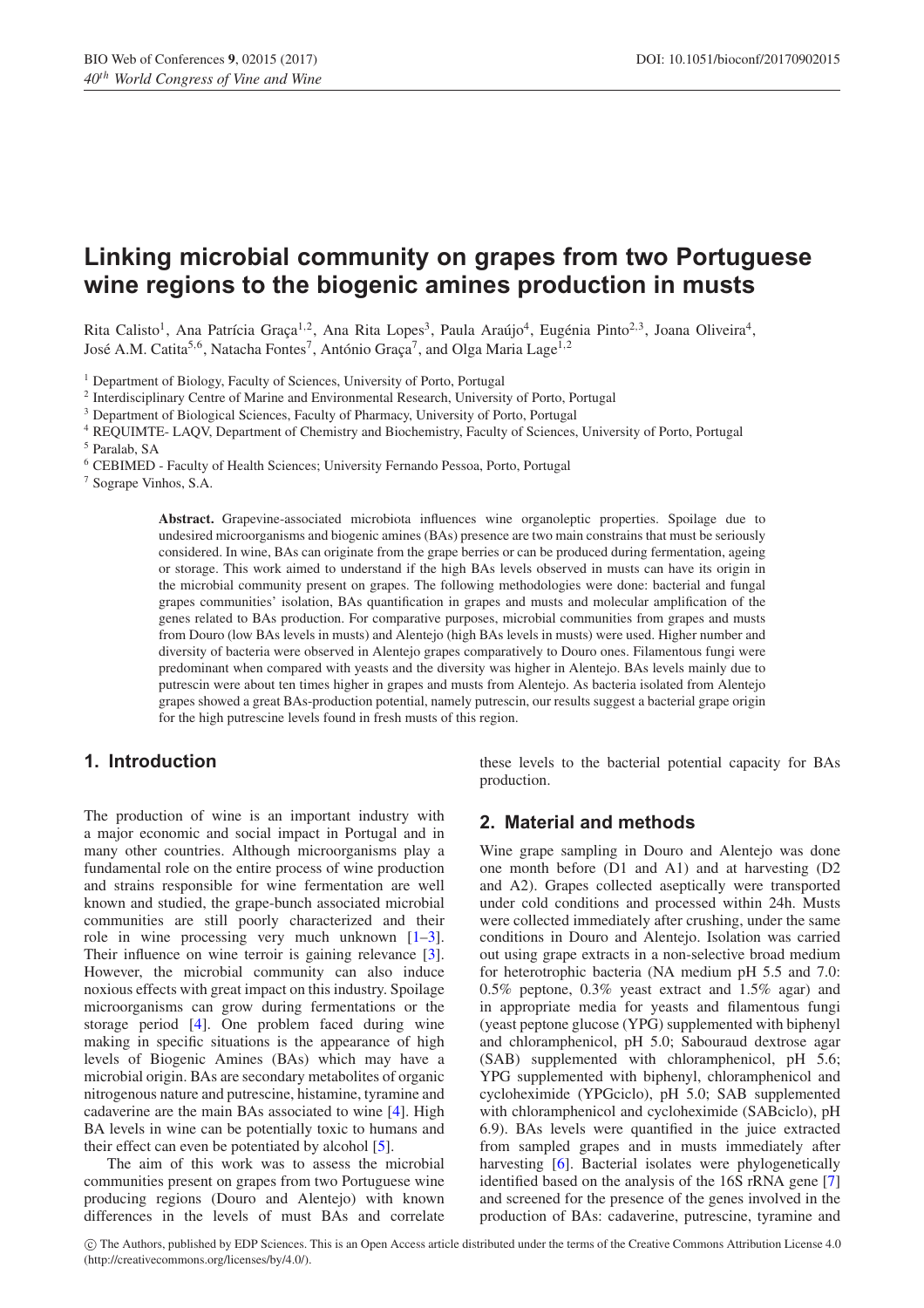# Linking microbial community on grapes from two Portuguese wine regions to the biogenic amines production in musts

Rita Calisto[1], Ana Patrícia Graça[1,2], Ana Rita Lopes[3], Paula Araújo[4], Eugénia Pinto[2,3], Joana Oliveira[4], José A.M. Catita[5,6], Natacha Fontes[7], António Graça[7], and Olga Maria Lage[1,2]

[1] Department of Biology, Faculty of Sciences, University of Porto, Portugal
[2] Interdisciplinary Centre of Marine and Environmental Research, University of Porto, Portugal
[3] Department of Biological Sciences, Faculty of Pharmacy, University of Porto, Portugal
[4] REQUIMTE- LAQV, Department of Chemistry and Biochemistry, Faculty of Sciences, University of Porto, Portugal
[5] Paralab, SA
[6] CEBIMED - Faculty of Health Sciences; University Fernando Pessoa, Porto, Portugal
[7] Sogrape Vinhos, S.A.

**Abstract.** Grapevine-associated microbiota influences wine organoleptic properties. Spoilage due to undesired microorganisms and biogenic amines (BAs) presence are two main constrains that must be seriously considered. In wine, BAs can originate from the grape berries or can be produced during fermentation, ageing or storage. This work aimed to understand if the high BAs levels observed in musts can have its origin in the microbial community present on grapes. The following methodologies were done: bacterial and fungal grapes communities' isolation, BAs quantification in grapes and musts and molecular amplification of the genes related to BAs production. For comparative purposes, microbial communities from grapes and musts from Douro (low BAs levels in musts) and Alentejo (high BAs levels in musts) were used. Higher number and diversity of bacteria were observed in Alentejo grapes comparatively to Douro ones. Filamentous fungi were predominant when compared with yeasts and the diversity was higher in Alentejo. BAs levels mainly due to putrescin were about ten times higher in grapes and musts from Alentejo. As bacteria isolated from Alentejo grapes showed a great BAs-production potential, namely putrescin, our results suggest a bacterial grape origin for the high putrescine levels found in fresh musts of this region.

## 1. Introduction

The production of wine is an important industry with a major economic and social impact in Portugal and in many other countries. Although microorganisms play a fundamental role on the entire process of wine production and strains responsible for wine fermentation are well known and studied, the grape-bunch associated microbial communities are still poorly characterized and their role in wine processing very much unknown [1–3]. Their influence on wine terroir is gaining relevance [3]. However, the microbial community can also induce noxious effects with great impact on this industry. Spoilage microorganisms can grow during fermentations or the storage period [4]. One problem faced during wine making in specific situations is the appearance of high levels of Biogenic Amines (BAs) which may have a microbial origin. BAs are secondary metabolites of organic nitrogenous nature and putrescine, histamine, tyramine and cadaverine are the main BAs associated to wine [4]. High BA levels in wine can be potentially toxic to humans and their effect can even be potentiated by alcohol [5].

The aim of this work was to assess the microbial communities present on grapes from two Portuguese wine producing regions (Douro and Alentejo) with known differences in the levels of must BAs and correlate these levels to the bacterial potential capacity for BAs production.

## 2. Material and methods

Wine grape sampling in Douro and Alentejo was done one month before (D1 and A1) and at harvesting (D2 and A2). Grapes collected aseptically were transported under cold conditions and processed within 24h. Musts were collected immediately after crushing, under the same conditions in Douro and Alentejo. Isolation was carried out using grape extracts in a non-selective broad medium for heterotrophic bacteria (NA medium pH 5.5 and 7.0: 0.5% peptone, 0.3% yeast extract and 1.5% agar) and in appropriate media for yeasts and filamentous fungi (yeast peptone glucose (YPG) supplemented with biphenyl and chloramphenicol, pH 5.0; Sabouraud dextrose agar (SAB) supplemented with chloramphenicol, pH 5.6; YPG supplemented with biphenyl, chloramphenicol and cycloheximide (YPGciclo), pH 5.0; SAB supplemented with chloramphenicol and cycloheximide (SABciclo), pH 6.9). BAs levels were quantified in the juice extracted from sampled grapes and in musts immediately after harvesting [6]. Bacterial isolates were phylogenetically identified based on the analysis of the 16S rRNA gene [7] and screened for the presence of the genes involved in the production of BAs: cadaverine, putrescine, tyramine and

© The Authors, published by EDP Sciences. This is an Open Access article distributed under the terms of the Creative Commons Attribution License 4.0 (http://creativecommons.org/licenses/by/4.0/).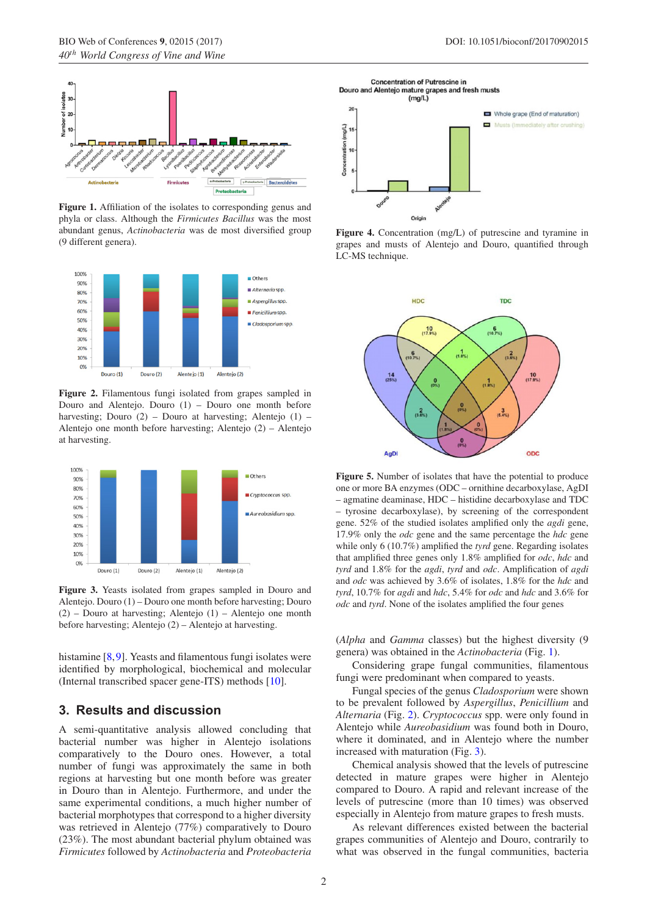Actinobacteria Firmicutes Proteobacteria Bacteroidetes

Number of isolates

Agrococcus, Arthrobacter, Curtobacterium, Dermacoccus, Dietzia, Kocuria, Leucobacter, Microbacterium, Rhodococcus, Bacillus, Lysinibacillus, Paenibacillus, Pediococcus, Staphylococcus, Agrobacterium, Brevundimonas, Methylobacterium, Rosamonas, Acinetobacter, Enterobacter, Weeksella

Figure 1. Affiliation of the isolates to corresponding genus and phyla or class. Although the *Firmicutes Bacillus* was the most abundant genus, *Actinobacteria* was de most diversified group (9 different genera).

Others, *Alternaria* spp., *Aspergillus* spp., *Penicillium* spp., *Cladosporium* spp.

Douro (1) Douro (2) Alentejo (1) Alentejo (2)

Figure 2. Filamentous fungi isolated from grapes sampled in Douro and Alentejo. Douro (1) – Douro one month before harvesting; Douro (2) – Douro at harvesting; Alentejo (1) – Alentejo one month before harvesting; Alentejo (2) – Alentejo at harvesting.

Others, *Cryptococcus* spp., *Aureobasidium* spp.

Douro (1) Douro (2) Alentejo (1) Alentejo (2)

Figure 3. Yeasts isolated from grapes sampled in Douro and Alentejo. Douro (1) – Douro one month before harvesting; Douro (2) – Douro at harvesting; Alentejo (1) – Alentejo one month before harvesting; Alentejo (2) – Alentejo at harvesting.

histamine [8,9]. Yeasts and filamentous fungi isolates were identified by morphological, biochemical and molecular (Internal transcribed spacer gene-ITS) methods [10].

## 3. Results and discussion

A semi-quantitative analysis allowed concluding that bacterial number was higher in Alentejo isolations comparatively to the Douro ones. However, a total number of fungi was approximately the same in both regions at harvesting but one month before was greater in Douro than in Alentejo. Furthermore, and under the same experimental conditions, a much higher number of bacterial morphotypes that correspond to a higher diversity was retrieved in Alentejo (77%) comparatively to Douro (23%). The most abundant bacterial phylum obtained was *Firmicutes* followed by *Actinobacteria* and *Proteobacteria*

Concentration of Putrescine in Douro and Alentejo mature grapes and fresh musts (mg/L)

Whole grape (End of maturation)
Musts (Immediately after crushing)

Concentration (mg/L)

Douro Alentejo

Origin

Figure 4. Concentration (mg/L) of putrescine and tyramine in grapes and musts of Alentejo and Douro, quantified through LC-MS technique.

HDC TDC AgDI ODC

Figure 5. Number of isolates that have the potential to produce one or more BA enzymes (ODC – ornithine decarboxylase, AgDI – agmatine deaminase, HDC – histidine decarboxylase and TDC – tyrosine decarboxylase), by screening of the correspondent gene. 52% of the studied isolates amplified only the *agdi* gene, 17.9% only the *odc* gene and the same percentage the *hdc* gene while only 6 (10.7%) amplified the *tyrd* gene. Regarding isolates that amplified three genes only 1.8% amplified for *odc*, *hdc* and *tyrd* and 1.8% for the *agdi*, *tyrd* and *odc*. Amplification of *agdi* and *odc* was achieved by 3.6% of isolates, 1.8% for the *hdc* and *tyrd*, 10.7% for *agdi* and *hdc*, 5.4% for *odc* and *hdc* and 3.6% for *odc* and *tyrd*. None of the isolates amplified the four genes

(*Alpha* and *Gamma* classes) but the highest diversity (9 genera) was obtained in the *Actinobacteria* (Fig. 1).

Considering grape fungal communities, filamentous fungi were predominant when compared to yeasts.

Fungal species of the genus *Cladosporium* were shown to be prevalent followed by *Aspergillus*, *Penicillium* and *Alternaria* (Fig. 2). *Cryptococcus* spp. were only found in Alentejo while *Aureobasidium* was found both in Douro, where it dominated, and in Alentejo where the number increased with maturation (Fig. 3).

Chemical analysis showed that the levels of putrescine detected in mature grapes were higher in Alentejo compared to Douro. A rapid and relevant increase of the levels of putrescine (more than 10 times) was observed especially in Alentejo from mature grapes to fresh musts.

As relevant differences existed between the bacterial grapes communities of Alentejo and Douro, contrarily to what was observed in the fungal communities, bacteria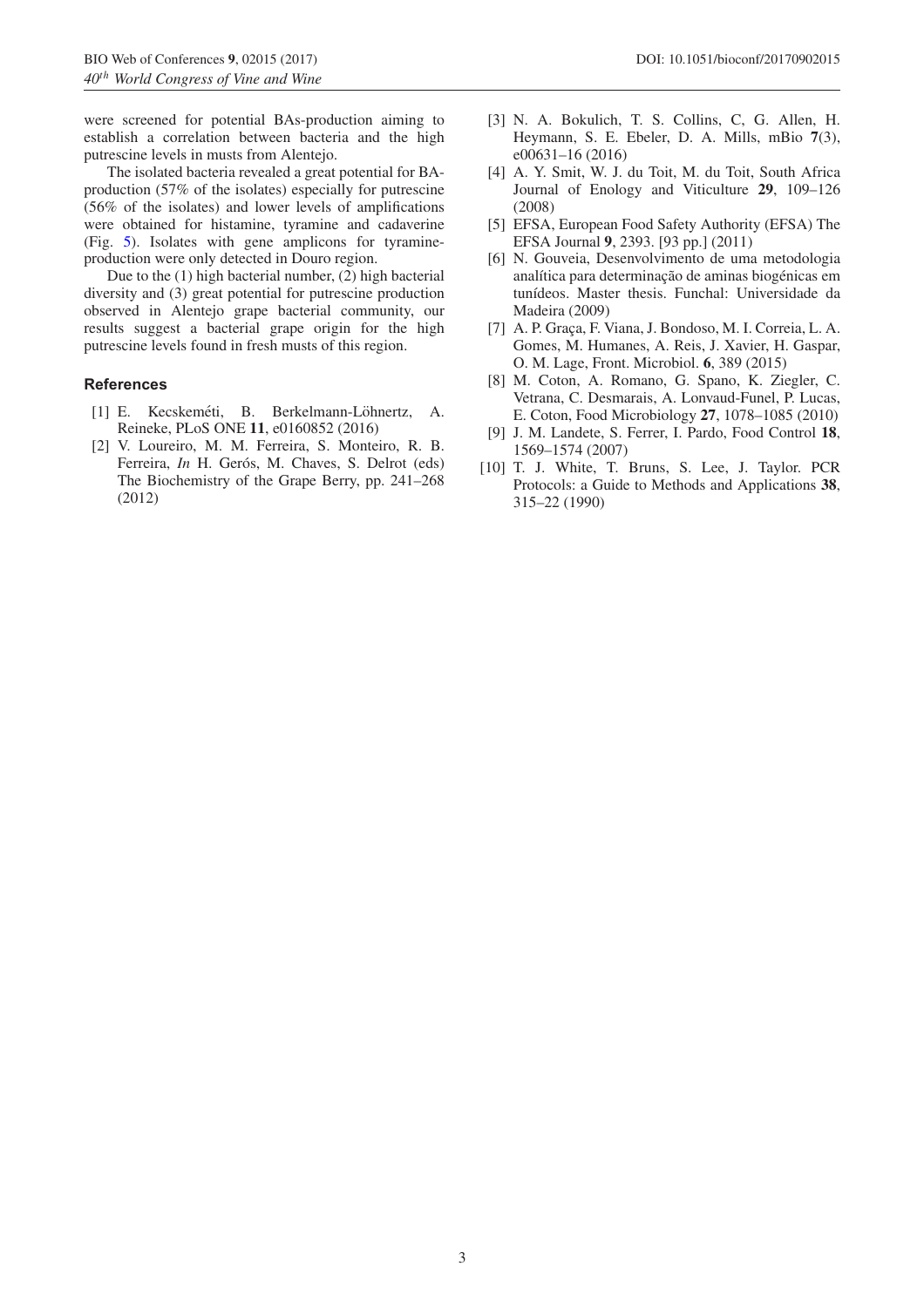were screened for potential BAs-production aiming to establish a correlation between bacteria and the high putrescine levels in musts from Alentejo.

The isolated bacteria revealed a great potential for BA-production (57% of the isolates) especially for putrescine (56% of the isolates) and lower levels of amplifications were obtained for histamine, tyramine and cadaverine (Fig. 5). Isolates with gene amplicons for tyramine-production were only detected in Douro region.

Due to the (1) high bacterial number, (2) high bacterial diversity and (3) great potential for putrescine production observed in Alentejo grape bacterial community, our results suggest a bacterial grape origin for the high putrescine levels found in fresh musts of this region.

## References

[1] E. Kecskeméti, B. Berkelmann-Löhnertz, A. Reineke, PLoS ONE **11**, e0160852 (2016)

[2] V. Loureiro, M. M. Ferreira, S. Monteiro, R. B. Ferreira, *In* H. Gerós, M. Chaves, S. Delrot (eds) The Biochemistry of the Grape Berry, pp. 241–268 (2012)

[3] N. A. Bokulich, T. S. Collins, C, G. Allen, H. Heymann, S. E. Ebeler, D. A. Mills, mBio **7**(3), e00631–16 (2016)

[4] A. Y. Smit, W. J. du Toit, M. du Toit, South Africa Journal of Enology and Viticulture **29**, 109–126 (2008)

[5] EFSA, European Food Safety Authority (EFSA) The EFSA Journal **9**, 2393. [93 pp.] (2011)

[6] N. Gouveia, Desenvolvimento de uma metodologia analítica para determinação de aminas biogénicas em tunídeos. Master thesis. Funchal: Universidade da Madeira (2009)

[7] A. P. Graça, F. Viana, J. Bondoso, M. I. Correia, L. A. Gomes, M. Humanes, A. Reis, J. Xavier, H. Gaspar, O. M. Lage, Front. Microbiol. **6**, 389 (2015)

[8] M. Coton, A. Romano, G. Spano, K. Ziegler, C. Vetrana, C. Desmarais, A. Lonvaud-Funel, P. Lucas, E. Coton, Food Microbiology **27**, 1078–1085 (2010)

[9] J. M. Landete, S. Ferrer, I. Pardo, Food Control **18**, 1569–1574 (2007)

[10] T. J. White, T. Bruns, S. Lee, J. Taylor. PCR Protocols: a Guide to Methods and Applications **38**, 315–22 (1990)